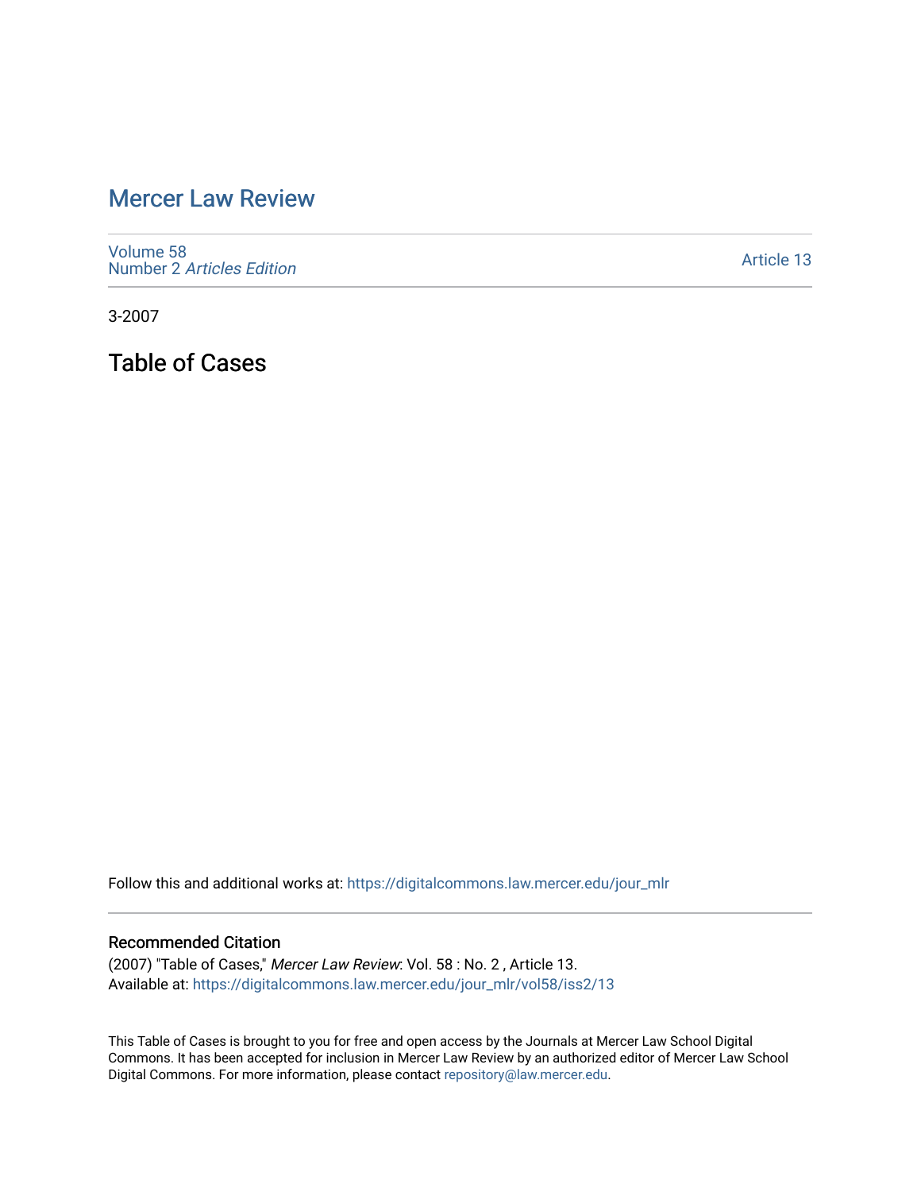# Mercer Law Review

Volume 58
Number 2 *Articles Edition*

Article 13

3-2007

## Table of Cases

Follow this and additional works at: https://digitalcommons.law.mercer.edu/jour_mlr

### Recommended Citation

(2007) "Table of Cases," *Mercer Law Review*: Vol. 58 : No. 2 , Article 13.
Available at: https://digitalcommons.law.mercer.edu/jour_mlr/vol58/iss2/13

This Table of Cases is brought to you for free and open access by the Journals at Mercer Law School Digital Commons. It has been accepted for inclusion in Mercer Law Review by an authorized editor of Mercer Law School Digital Commons. For more information, please contact repository@law.mercer.edu.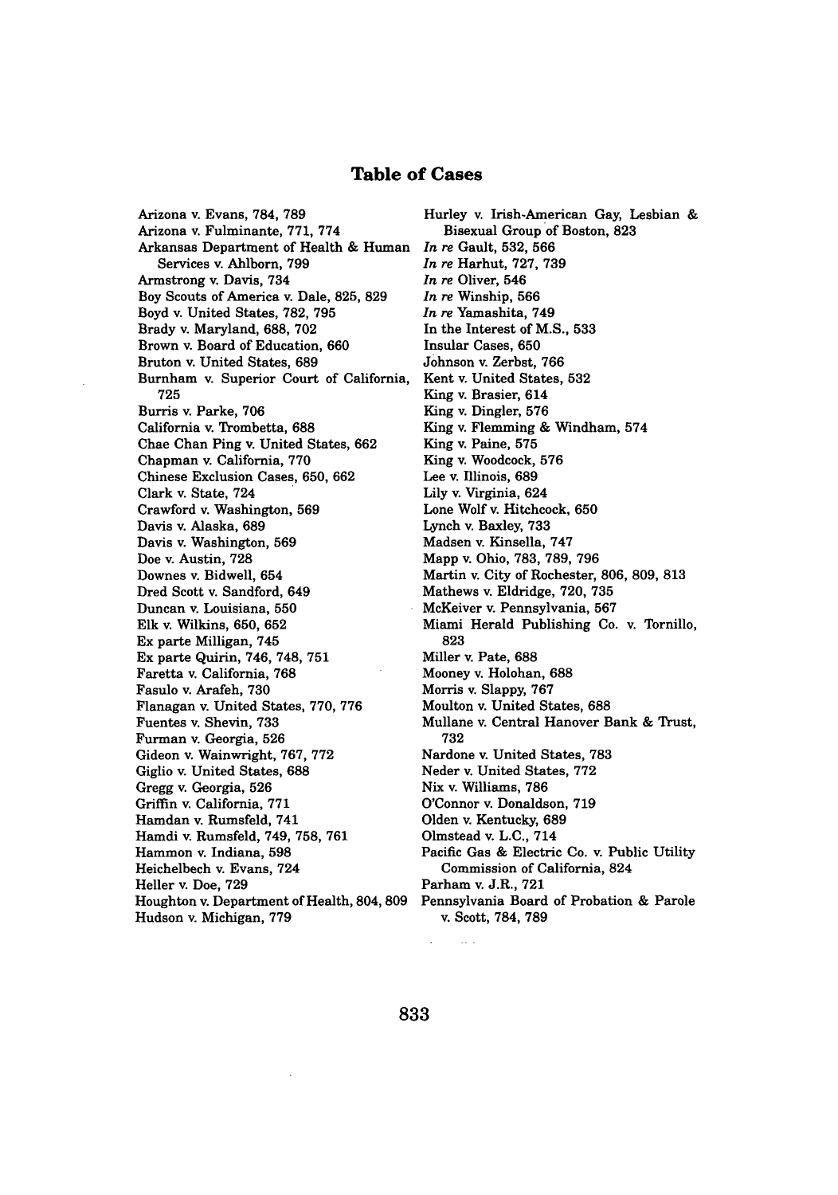## Table of Cases

Arizona v. Evans, 784, 789
Arizona v. Fulminante, 771, 774
Arkansas Department of Health & Human Services v. Ahlborn, 799
Armstrong v. Davis, 734
Boy Scouts of America v. Dale, 825, 829
Boyd v. United States, 782, 795
Brady v. Maryland, 688, 702
Brown v. Board of Education, 660
Bruton v. United States, 689
Burnham v. Superior Court of California, 725
Burris v. Parke, 706
California v. Trombetta, 688
Chae Chan Ping v. United States, 662
Chapman v. California, 770
Chinese Exclusion Cases, 650, 662
Clark v. State, 724
Crawford v. Washington, 569
Davis v. Alaska, 689
Davis v. Washington, 569
Doe v. Austin, 728
Downes v. Bidwell, 654
Dred Scott v. Sandford, 649
Duncan v. Louisiana, 550
Elk v. Wilkins, 650, 652
Ex parte Milligan, 745
Ex parte Quirin, 746, 748, 751
Faretta v. California, 768
Fasulo v. Arafeh, 730
Flanagan v. United States, 770, 776
Fuentes v. Shevin, 733
Furman v. Georgia, 526
Gideon v. Wainwright, 767, 772
Giglio v. United States, 688
Gregg v. Georgia, 526
Griffin v. California, 771
Hamdan v. Rumsfeld, 741
Hamdi v. Rumsfeld, 749, 758, 761
Hammon v. Indiana, 598
Heichelbech v. Evans, 724
Heller v. Doe, 729
Houghton v. Department of Health, 804, 809
Hudson v. Michigan, 779
Hurley v. Irish-American Gay, Lesbian & Bisexual Group of Boston, 823
*In re* Gault, 532, 566
*In re* Harhut, 727, 739
*In re* Oliver, 546
*In re* Winship, 566
*In re* Yamashita, 749
In the Interest of M.S., 533
Insular Cases, 650
Johnson v. Zerbst, 766
Kent v. United States, 532
King v. Brasier, 614
King v. Dingler, 576
King v. Flemming & Windham, 574
King v. Paine, 575
King v. Woodcock, 576
Lee v. Illinois, 689
Lily v. Virginia, 624
Lone Wolf v. Hitchcock, 650
Lynch v. Baxley, 733
Madsen v. Kinsella, 747
Mapp v. Ohio, 783, 789, 796
Martin v. City of Rochester, 806, 809, 813
Mathews v. Eldridge, 720, 735
McKeiver v. Pennsylvania, 567
Miami Herald Publishing Co. v. Tornillo, 823
Miller v. Pate, 688
Mooney v. Holohan, 688
Morris v. Slappy, 767
Moulton v. United States, 688
Mullane v. Central Hanover Bank & Trust, 732
Nardone v. United States, 783
Neder v. United States, 772
Nix v. Williams, 786
O'Connor v. Donaldson, 719
Olden v. Kentucky, 689
Olmstead v. L.C., 714
Pacific Gas & Electric Co. v. Public Utility Commission of California, 824
Parham v. J.R., 721
Pennsylvania Board of Probation & Parole v. Scott, 784, 789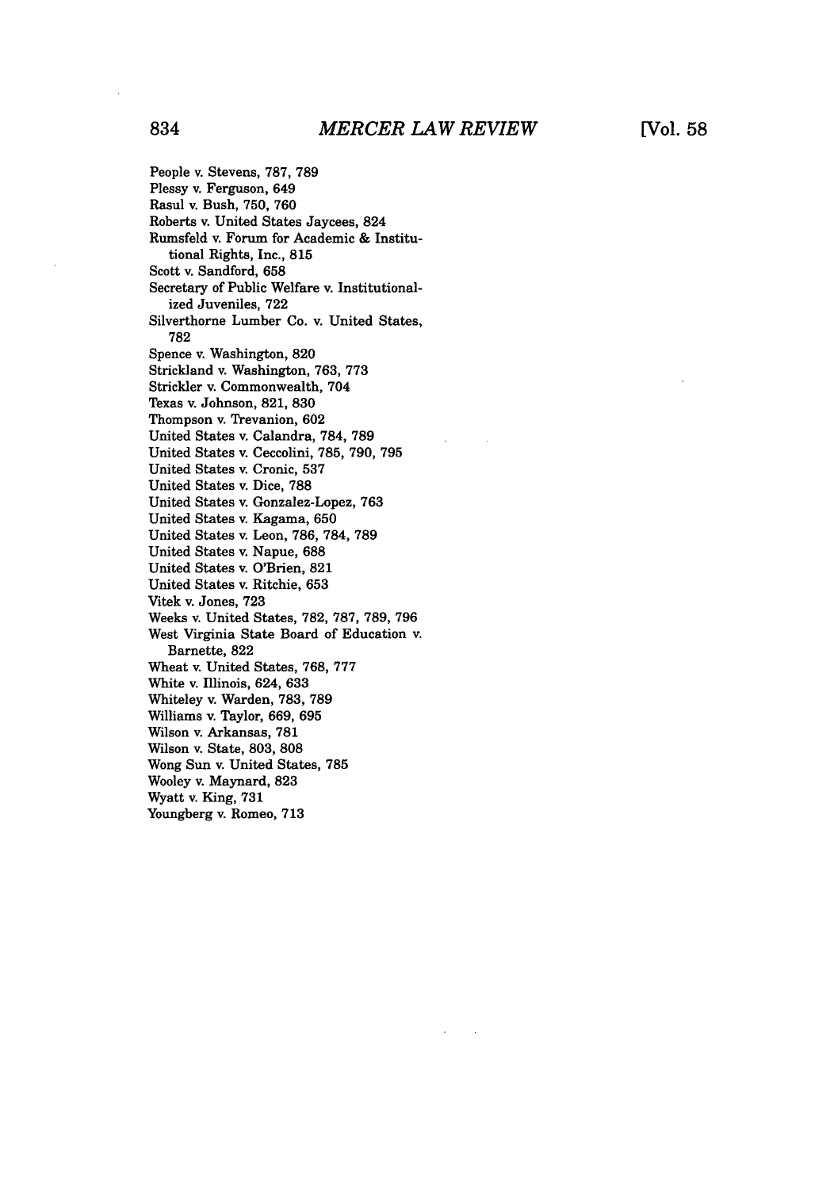People v. Stevens, 787, 789
Plessy v. Ferguson, 649
Rasul v. Bush, 750, 760
Roberts v. United States Jaycees, 824
Rumsfeld v. Forum for Academic & Institutional Rights, Inc., 815
Scott v. Sandford, 658
Secretary of Public Welfare v. Institutionalized Juveniles, 722
Silverthorne Lumber Co. v. United States, 782
Spence v. Washington, 820
Strickland v. Washington, 763, 773
Strickler v. Commonwealth, 704
Texas v. Johnson, 821, 830
Thompson v. Trevanion, 602
United States v. Calandra, 784, 789
United States v. Ceccolini, 785, 790, 795
United States v. Cronic, 537
United States v. Dice, 788
United States v. Gonzalez-Lopez, 763
United States v. Kagama, 650
United States v. Leon, 786, 784, 789
United States v. Napue, 688
United States v. O'Brien, 821
United States v. Ritchie, 653
Vitek v. Jones, 723
Weeks v. United States, 782, 787, 789, 796
West Virginia State Board of Education v. Barnette, 822
Wheat v. United States, 768, 777
White v. Illinois, 624, 633
Whiteley v. Warden, 783, 789
Williams v. Taylor, 669, 695
Wilson v. Arkansas, 781
Wilson v. State, 803, 808
Wong Sun v. United States, 785
Wooley v. Maynard, 823
Wyatt v. King, 731
Youngberg v. Romeo, 713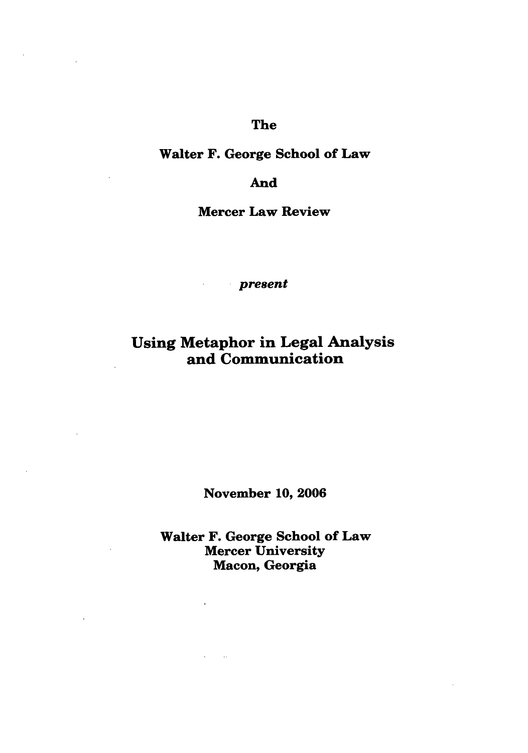**The**

**Walter F. George School of Law**

**And**

**Mercer Law Review**

*present*

# Using Metaphor in Legal Analysis and Communication

**November 10, 2006**

**Walter F. George School of Law**
**Mercer University**
**Macon, Georgia**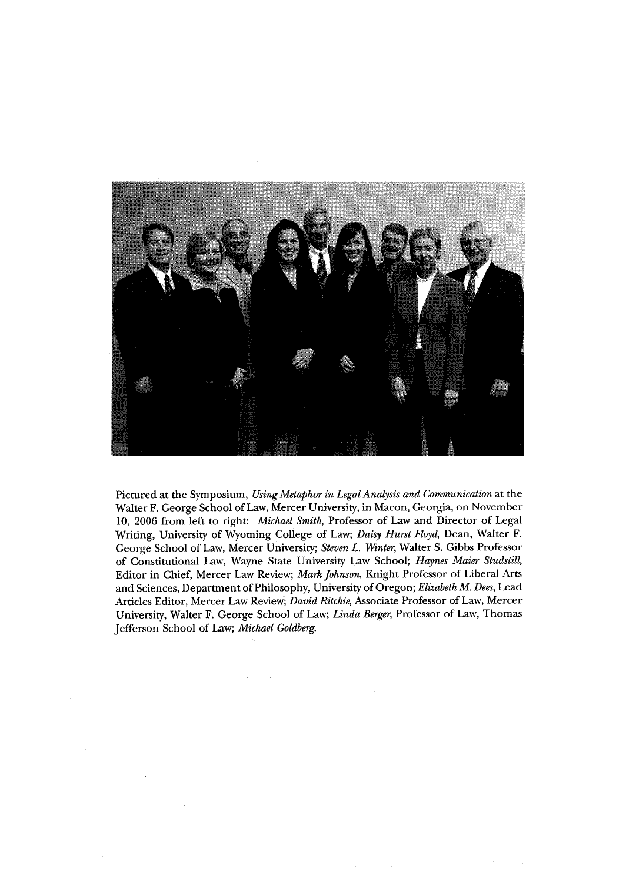Pictured at the Symposium, *Using Metaphor in Legal Analysis and Communication* at the Walter F. George School of Law, Mercer University, in Macon, Georgia, on November 10, 2006 from left to right: *Michael Smith*, Professor of Law and Director of Legal Writing, University of Wyoming College of Law; *Daisy Hurst Floyd*, Dean, Walter F. George School of Law, Mercer University; *Steven L. Winter*, Walter S. Gibbs Professor of Constitutional Law, Wayne State University Law School; *Haynes Maier Studstill*, Editor in Chief, Mercer Law Review; *Mark Johnson*, Knight Professor of Liberal Arts and Sciences, Department of Philosophy, University of Oregon; *Elizabeth M. Dees*, Lead Articles Editor, Mercer Law Review; *David Ritchie*, Associate Professor of Law, Mercer University, Walter F. George School of Law; *Linda Berger*, Professor of Law, Thomas Jefferson School of Law; *Michael Goldberg*.